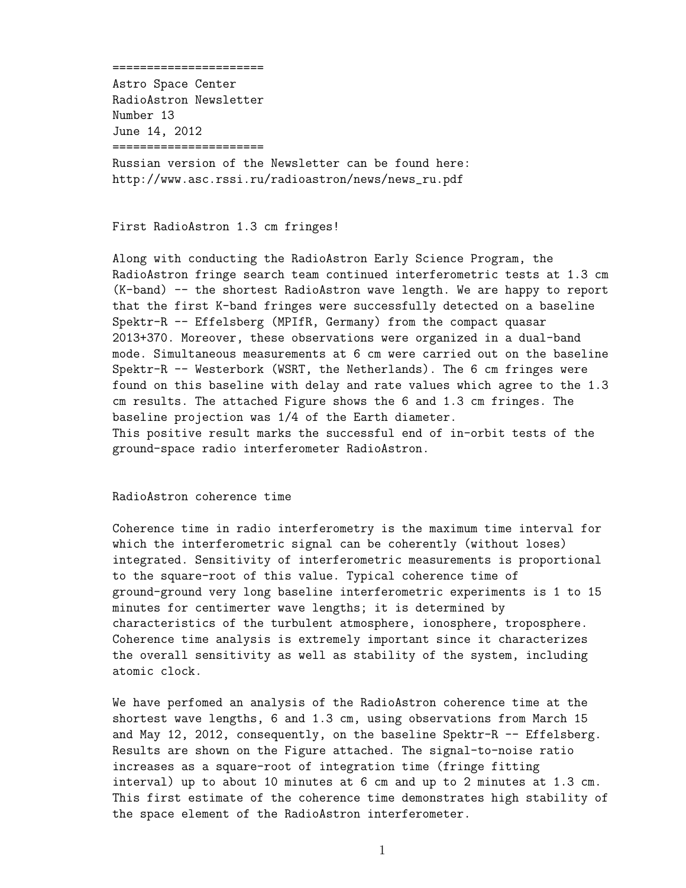======================  
Astro Space Center  
RadioAstron Newsletter  
Number 13  
June 14, 2012  
======================  
Russian version of the Newsletter can be found here:  
http://www.asc.rssi.ru/radioastron/news/news_ru.pdf

First RadioAstron 1.3 cm fringes!

Along with conducting the RadioAstron Early Science Program, the RadioAstron fringe search team continued interferometric tests at 1.3 cm (K-band) -- the shortest RadioAstron wave length. We are happy to report that the first K-band fringes were successfully detected on a baseline Spektr-R -- Effelsberg (MPIfR, Germany) from the compact quasar 2013+370. Moreover, these observations were organized in a dual-band mode. Simultaneous measurements at 6 cm were carried out on the baseline Spektr-R -- Westerbork (WSRT, the Netherlands). The 6 cm fringes were found on this baseline with delay and rate values which agree to the 1.3 cm results. The attached Figure shows the 6 and 1.3 cm fringes. The baseline projection was 1/4 of the Earth diameter.  
This positive result marks the successful end of in-orbit tests of the ground-space radio interferometer RadioAstron.

RadioAstron coherence time

Coherence time in radio interferometry is the maximum time interval for which the interferometric signal can be coherently (without loses) integrated. Sensitivity of interferometric measurements is proportional to the square-root of this value. Typical coherence time of ground-ground very long baseline interferometric experiments is 1 to 15 minutes for centimerter wave lengths; it is determined by characteristics of the turbulent atmosphere, ionosphere, troposphere. Coherence time analysis is extremely important since it characterizes the overall sensitivity as well as stability of the system, including atomic clock.

We have perfomed an analysis of the RadioAstron coherence time at the shortest wave lengths, 6 and 1.3 cm, using observations from March 15 and May 12, 2012, consequently, on the baseline Spektr-R -- Effelsberg. Results are shown on the Figure attached. The signal-to-noise ratio increases as a square-root of integration time (fringe fitting interval) up to about 10 minutes at 6 cm and up to 2 minutes at 1.3 cm. This first estimate of the coherence time demonstrates high stability of the space element of the RadioAstron interferometer.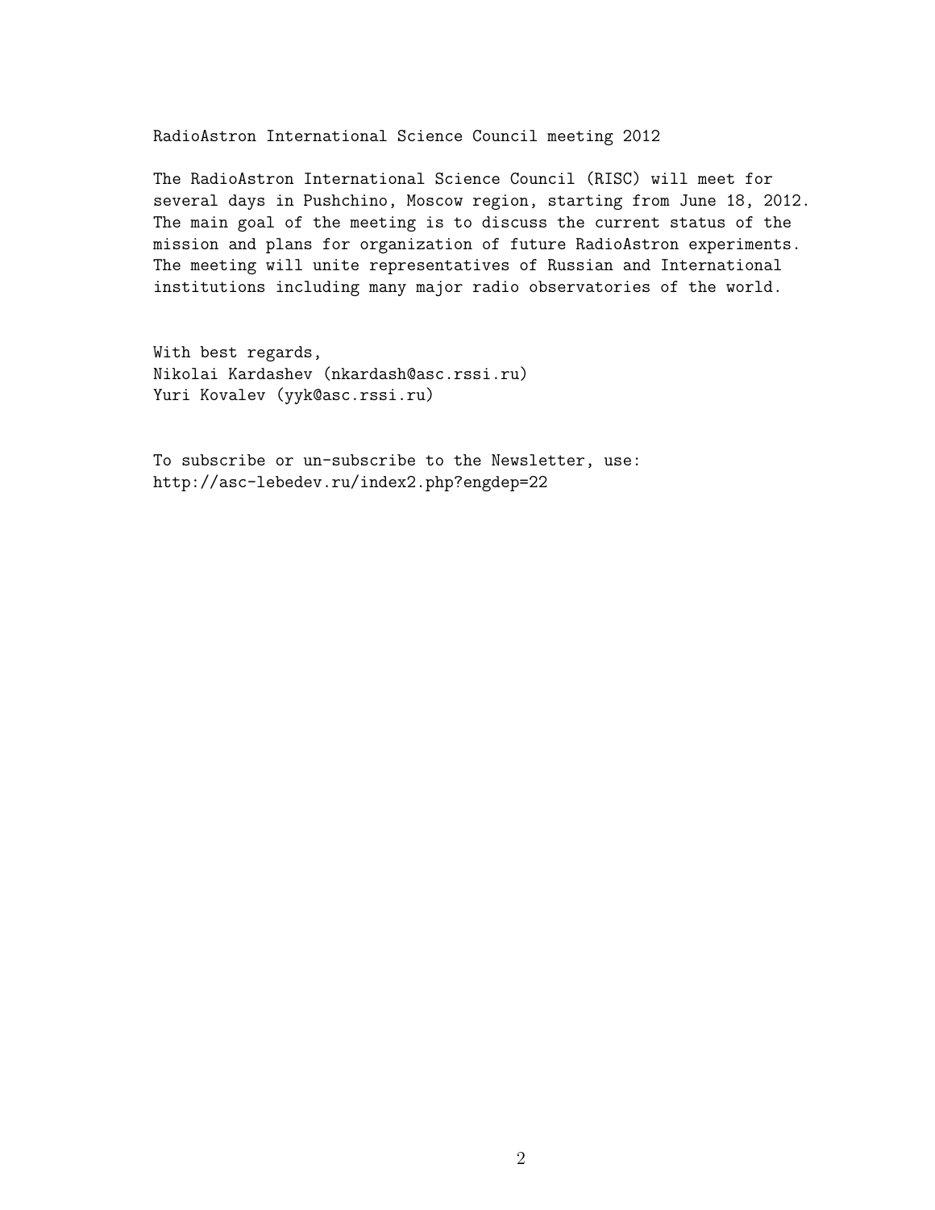## RadioAstron International Science Council meeting 2012

The RadioAstron International Science Council (RISC) will meet for several days in Pushchino, Moscow region, starting from June 18, 2012. The main goal of the meeting is to discuss the current status of the mission and plans for organization of future RadioAstron experiments. The meeting will unite representatives of Russian and International institutions including many major radio observatories of the world.

With best regards,
Nikolai Kardashev (nkardash@asc.rssi.ru)
Yuri Kovalev (yyk@asc.rssi.ru)

To subscribe or un-subscribe to the Newsletter, use:
http://asc-lebedev.ru/index2.php?engdep=22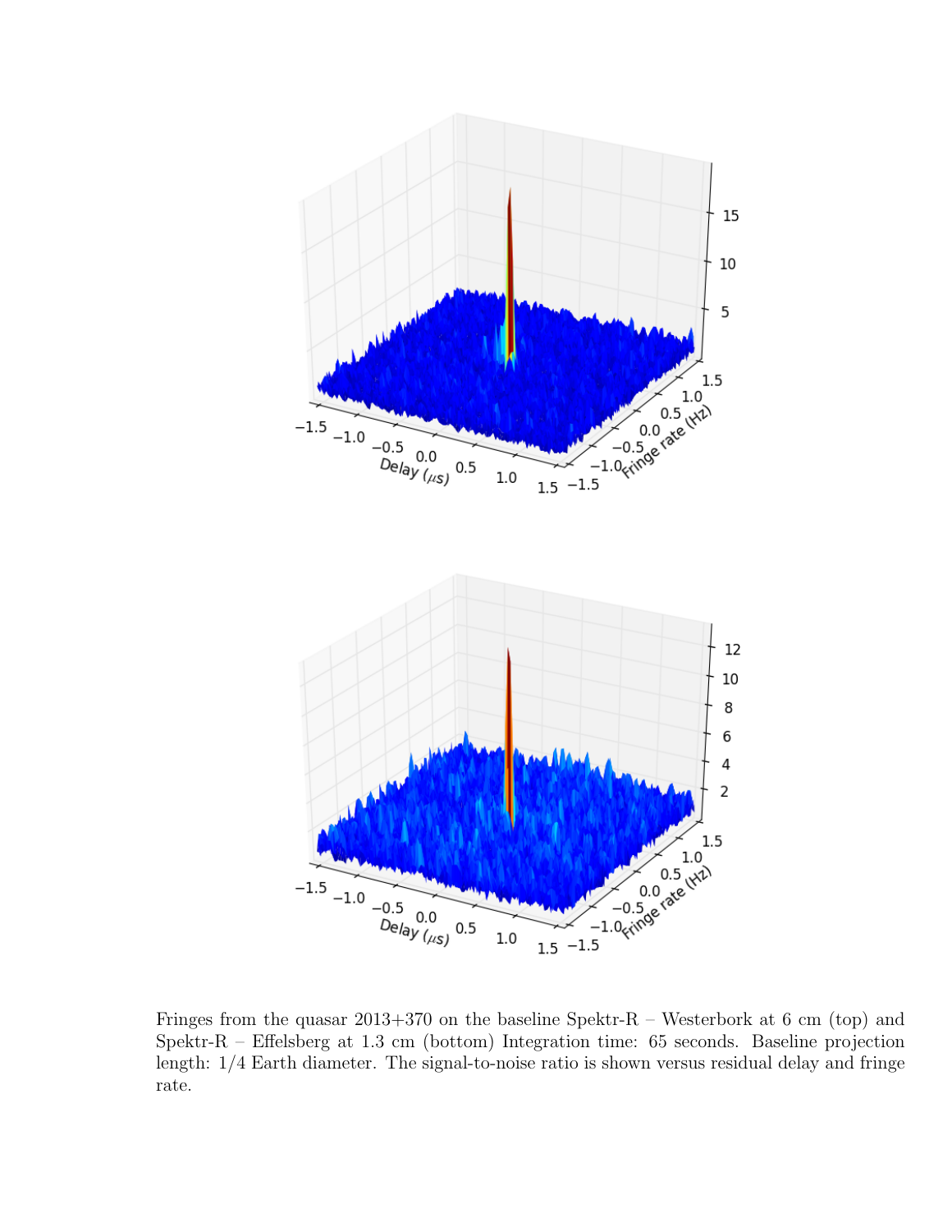Fringes from the quasar 2013+370 on the baseline Spektr-R – Westerbork at 6 cm (top) and Spektr-R – Effelsberg at 1.3 cm (bottom) Integration time: 65 seconds. Baseline projection length: 1/4 Earth diameter. The signal-to-noise ratio is shown versus residual delay and fringe rate.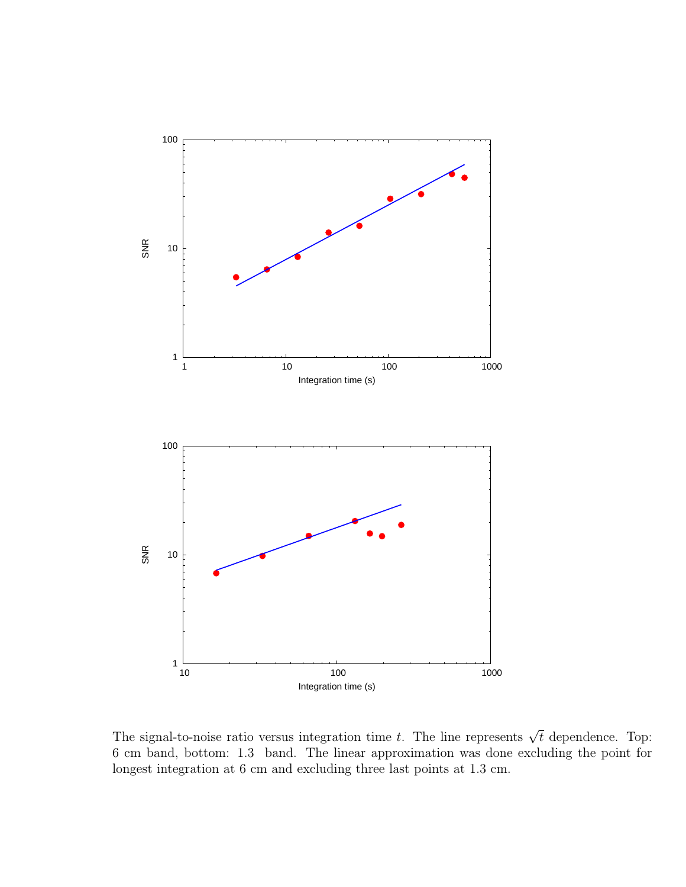100

10

1

SNR

1

10

100

1000

Integration time (s)

100

10

1

SNR

10

100

1000

Integration time (s)

The signal-to-noise ratio versus integration time $t$. The line represents $\sqrt{t}$ dependence. Top: 6 cm band, bottom: 1.3 band. The linear approximation was done excluding the point for longest integration at 6 cm and excluding three last points at 1.3 cm.